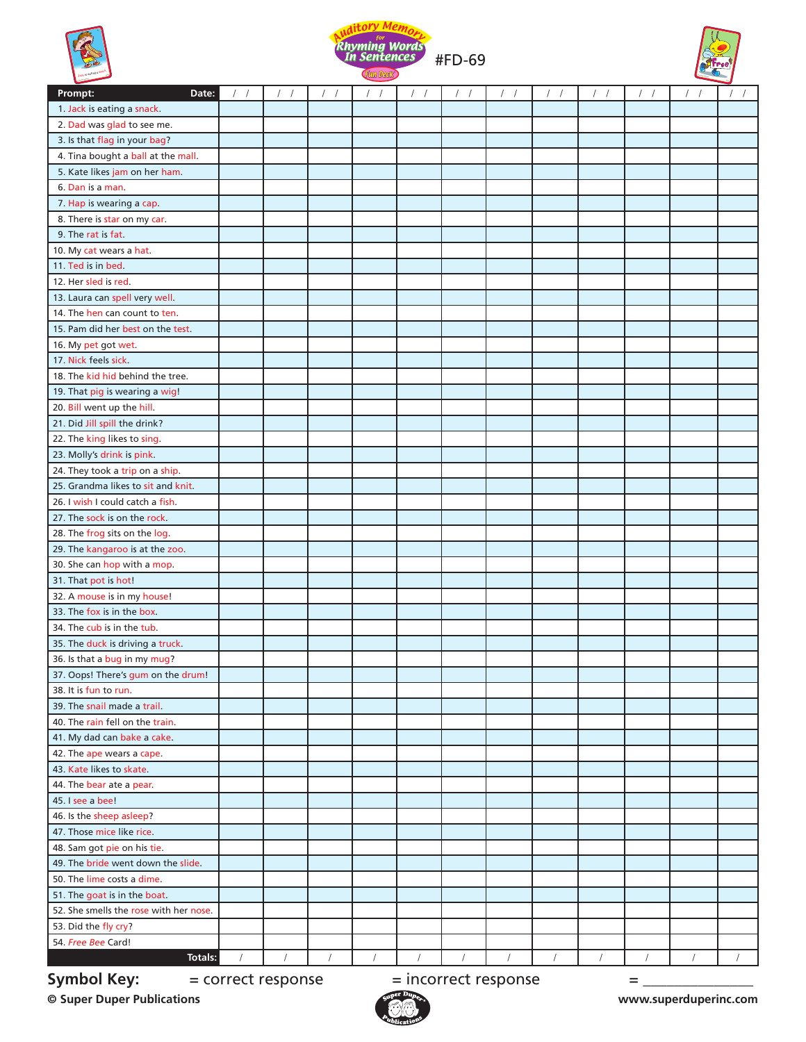# Auditory Memory for Rhyming Words In Sentences Fun Deck

#FD-69

| Prompt: Date: | / / | / / | / / | / / | / / | / / | / / | / / | / / | / / | / / | / / |
|---|---|---|---|---|---|---|---|---|---|---|---|---|
| 1. Jack is eating a snack. | | | | | | | | | | | | |
| 2. Dad was glad to see me. | | | | | | | | | | | | |
| 3. Is that flag in your bag? | | | | | | | | | | | | |
| 4. Tina bought a ball at the mall. | | | | | | | | | | | | |
| 5. Kate likes jam on her ham. | | | | | | | | | | | | |
| 6. Dan is a man. | | | | | | | | | | | | |
| 7. Hap is wearing a cap. | | | | | | | | | | | | |
| 8. There is star on my car. | | | | | | | | | | | | |
| 9. The rat is fat. | | | | | | | | | | | | |
| 10. My cat wears a hat. | | | | | | | | | | | | |
| 11. Ted is in bed. | | | | | | | | | | | | |
| 12. Her sled is red. | | | | | | | | | | | | |
| 13. Laura can spell very well. | | | | | | | | | | | | |
| 14. The hen can count to ten. | | | | | | | | | | | | |
| 15. Pam did her best on the test. | | | | | | | | | | | | |
| 16. My pet got wet. | | | | | | | | | | | | |
| 17. Nick feels sick. | | | | | | | | | | | | |
| 18. The kid hid behind the tree. | | | | | | | | | | | | |
| 19. That pig is wearing a wig! | | | | | | | | | | | | |
| 20. Bill went up the hill. | | | | | | | | | | | | |
| 21. Did Jill spill the drink? | | | | | | | | | | | | |
| 22. The king likes to sing. | | | | | | | | | | | | |
| 23. Molly's drink is pink. | | | | | | | | | | | | |
| 24. They took a trip on a ship. | | | | | | | | | | | | |
| 25. Grandma likes to sit and knit. | | | | | | | | | | | | |
| 26. I wish I could catch a fish. | | | | | | | | | | | | |
| 27. The sock is on the rock. | | | | | | | | | | | | |
| 28. The frog sits on the log. | | | | | | | | | | | | |
| 29. The kangaroo is at the zoo. | | | | | | | | | | | | |
| 30. She can hop with a mop. | | | | | | | | | | | | |
| 31. That pot is hot! | | | | | | | | | | | | |
| 32. A mouse is in my house! | | | | | | | | | | | | |
| 33. The fox is in the box. | | | | | | | | | | | | |
| 34. The cub is in the tub. | | | | | | | | | | | | |
| 35. The duck is driving a truck. | | | | | | | | | | | | |
| 36. Is that a bug in my mug? | | | | | | | | | | | | |
| 37. Oops! There's gum on the drum! | | | | | | | | | | | | |
| 38. It is fun to run. | | | | | | | | | | | | |
| 39. The snail made a trail. | | | | | | | | | | | | |
| 40. The rain fell on the train. | | | | | | | | | | | | |
| 41. My dad can bake a cake. | | | | | | | | | | | | |
| 42. The ape wears a cape. | | | | | | | | | | | | |
| 43. Kate likes to skate. | | | | | | | | | | | | |
| 44. The bear ate a pear. | | | | | | | | | | | | |
| 45. I see a bee! | | | | | | | | | | | | |
| 46. Is the sheep asleep? | | | | | | | | | | | | |
| 47. Those mice like rice. | | | | | | | | | | | | |
| 48. Sam got pie on his tie. | | | | | | | | | | | | |
| 49. The bride went down the slide. | | | | | | | | | | | | |
| 50. The lime costs a dime. | | | | | | | | | | | | |
| 51. The goat is in the boat. | | | | | | | | | | | | |
| 52. She smells the rose with her nose. | | | | | | | | | | | | |
| 53. Did the fly cry? | | | | | | | | | | | | |
| 54. *Free Bee* Card! | | | | | | | | | | | | |
| Totals: | / | / | / | / | / | / | / | / | / | / | / | / |

**Symbol Key:** = correct response = incorrect response = _______________

© Super Duper Publications www.superduperinc.com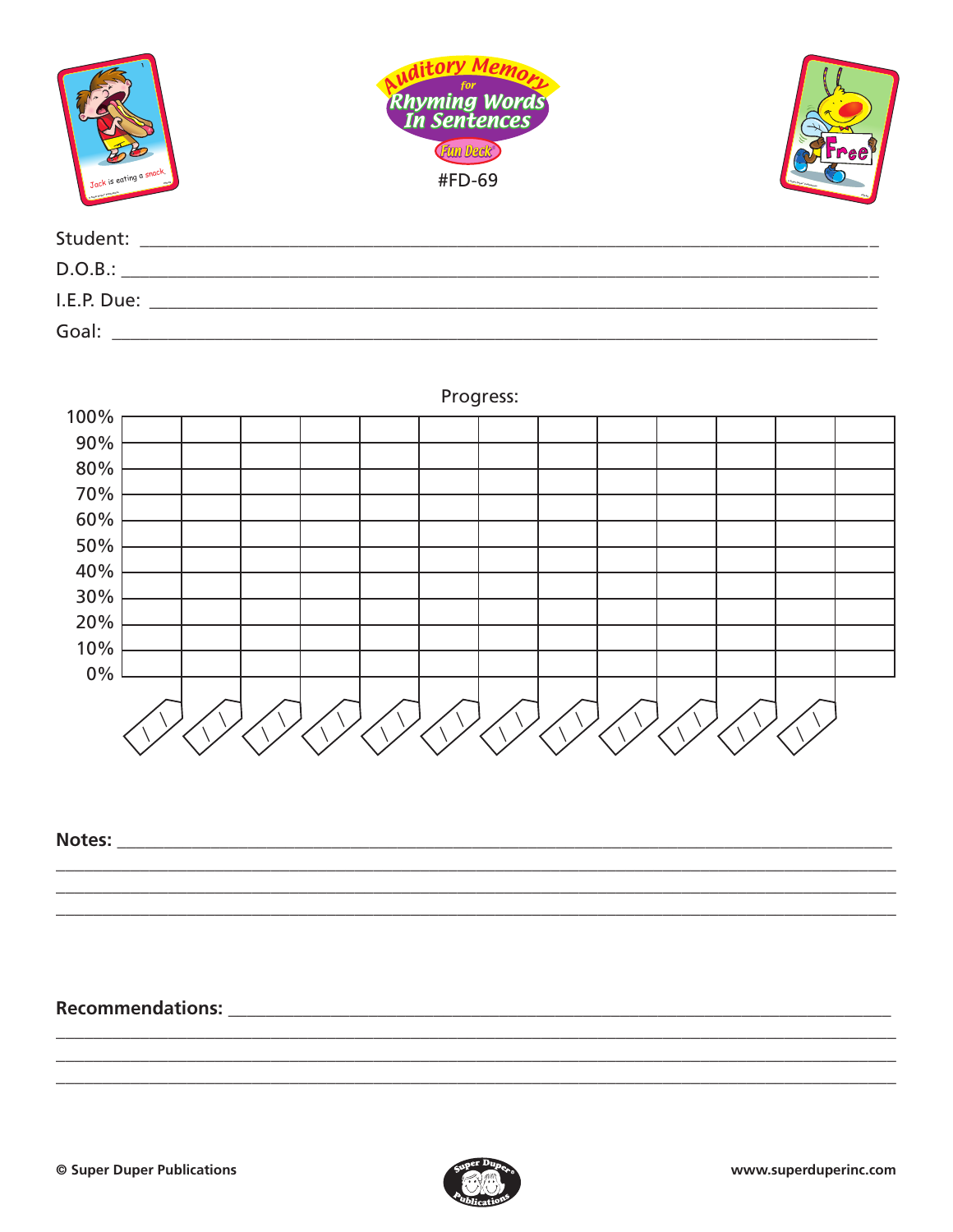# Auditory Memory for Rhyming Words In Sentences

Fun Deck

#FD-69

Student: ______________________________________________

D.O.B.: ______________________________________________

I.E.P. Due: ______________________________________________

Goal: ______________________________________________

Progress:

100%
90%
80%
70%
60%
50%
40%
30%
20%
10%
0%

**Notes:** ______________________________________________

______________________________________________

______________________________________________

______________________________________________

**Recommendations:** ______________________________________________

______________________________________________

______________________________________________

______________________________________________

**© Super Duper Publications** **www.superduperinc.com**